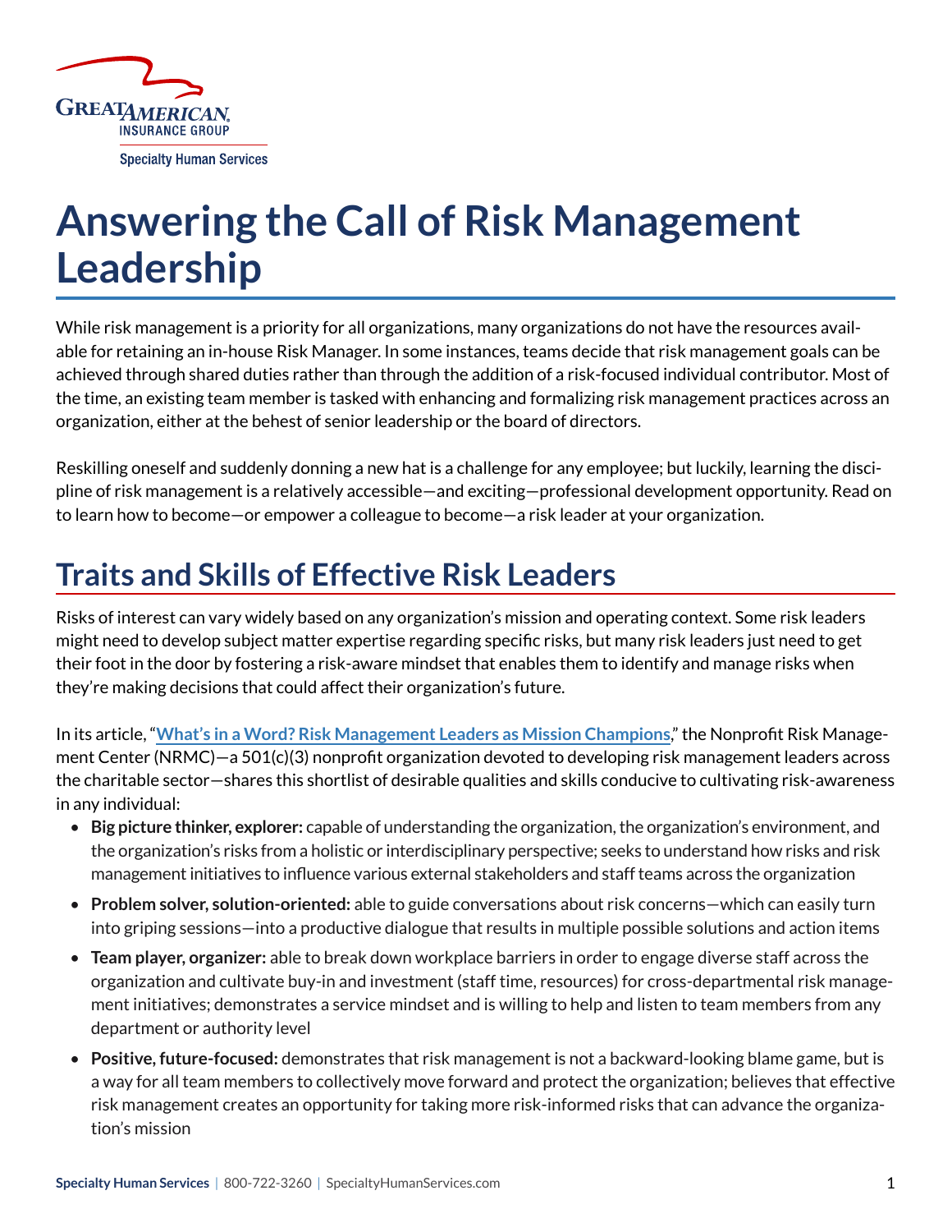# Answering the Call of Risk Management Leadership

While risk management is a priority for all organizations, many organizations do not have the resources available for retaining an in-house Risk Manager. In some instances, teams decide that risk management goals can be achieved through shared duties rather than through the addition of a risk-focused individual contributor. Most of the time, an existing team member is tasked with enhancing and formalizing risk management practices across an organization, either at the behest of senior leadership or the board of directors.

Reskilling oneself and suddenly donning a new hat is a challenge for any employee; but luckily, learning the discipline of risk management is a relatively accessible—and exciting—professional development opportunity. Read on to learn how to become—or empower a colleague to become—a risk leader at your organization.

## Traits and Skills of Effective Risk Leaders

Risks of interest can vary widely based on any organization's mission and operating context. Some risk leaders might need to develop subject matter expertise regarding specific risks, but many risk leaders just need to get their foot in the door by fostering a risk-aware mindset that enables them to identify and manage risks when they're making decisions that could affect their organization's future.

In its article, "**What's in a Word? Risk Management Leaders as Mission Champions**," the Nonprofit Risk Management Center (NRMC)—a 501(c)(3) nonprofit organization devoted to developing risk management leaders across the charitable sector—shares this shortlist of desirable qualities and skills conducive to cultivating risk-awareness in any individual:

- **Big picture thinker, explorer:** capable of understanding the organization, the organization's environment, and the organization's risks from a holistic or interdisciplinary perspective; seeks to understand how risks and risk management initiatives to influence various external stakeholders and staff teams across the organization
- **Problem solver, solution-oriented:** able to guide conversations about risk concerns—which can easily turn into griping sessions—into a productive dialogue that results in multiple possible solutions and action items
- **Team player, organizer:** able to break down workplace barriers in order to engage diverse staff across the organization and cultivate buy-in and investment (staff time, resources) for cross-departmental risk management initiatives; demonstrates a service mindset and is willing to help and listen to team members from any department or authority level
- **Positive, future-focused:** demonstrates that risk management is not a backward-looking blame game, but is a way for all team members to collectively move forward and protect the organization; believes that effective risk management creates an opportunity for taking more risk-informed risks that can advance the organization's mission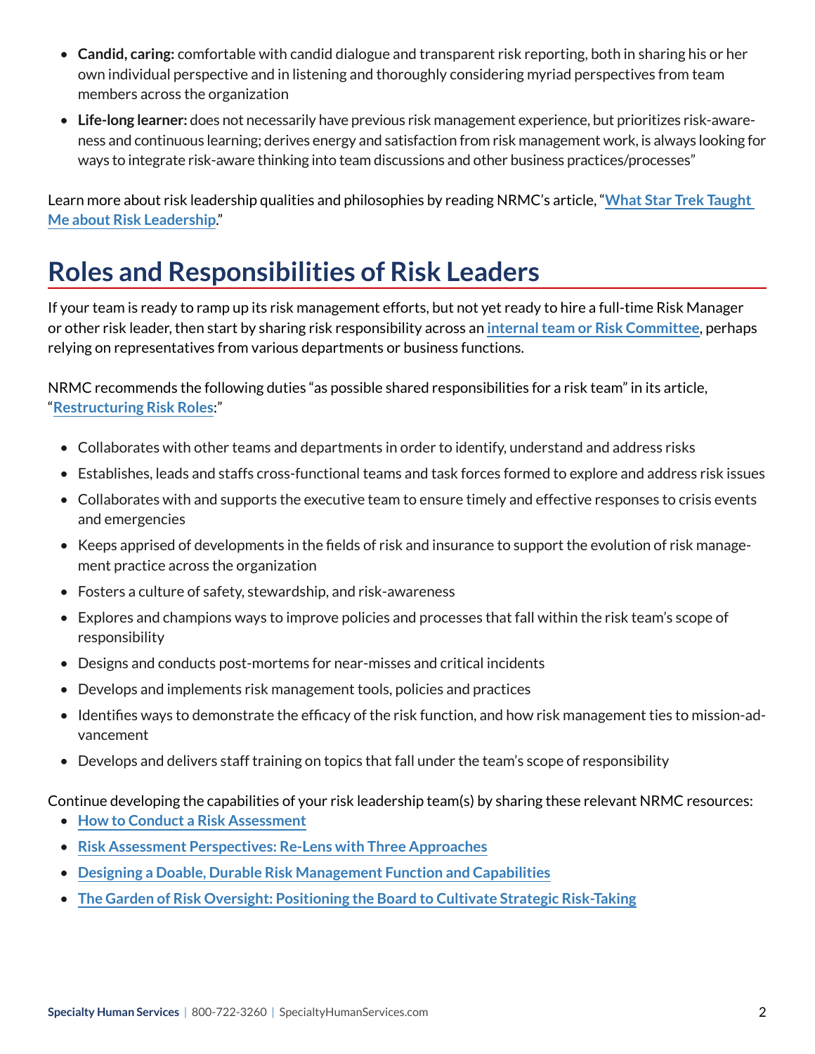- **Candid, caring:** comfortable with candid dialogue and transparent risk reporting, both in sharing his or her own individual perspective and in listening and thoroughly considering myriad perspectives from team members across the organization
- **Life-long learner:** does not necessarily have previous risk management experience, but prioritizes risk-awareness and continuous learning; derives energy and satisfaction from risk management work, is always looking for ways to integrate risk-aware thinking into team discussions and other business practices/processes"

Learn more about risk leadership qualities and philosophies by reading NRMC's article, "**What Star Trek Taught Me about Risk Leadership**."

# Roles and Responsibilities of Risk Leaders

If your team is ready to ramp up its risk management efforts, but not yet ready to hire a full-time Risk Manager or other risk leader, then start by sharing risk responsibility across an **internal team or Risk Committee**, perhaps relying on representatives from various departments or business functions.

NRMC recommends the following duties "as possible shared responsibilities for a risk team" in its article, "**Restructuring Risk Roles**:"

- Collaborates with other teams and departments in order to identify, understand and address risks
- Establishes, leads and staffs cross-functional teams and task forces formed to explore and address risk issues
- Collaborates with and supports the executive team to ensure timely and effective responses to crisis events and emergencies
- Keeps apprised of developments in the fields of risk and insurance to support the evolution of risk management practice across the organization
- Fosters a culture of safety, stewardship, and risk-awareness
- Explores and champions ways to improve policies and processes that fall within the risk team's scope of responsibility
- Designs and conducts post-mortems for near-misses and critical incidents
- Develops and implements risk management tools, policies and practices
- Identifies ways to demonstrate the efficacy of the risk function, and how risk management ties to mission-advancement
- Develops and delivers staff training on topics that fall under the team's scope of responsibility

Continue developing the capabilities of your risk leadership team(s) by sharing these relevant NRMC resources:

- **How to Conduct a Risk Assessment**
- **Risk Assessment Perspectives: Re-Lens with Three Approaches**
- **Designing a Doable, Durable Risk Management Function and Capabilities**
- **The Garden of Risk Oversight: Positioning the Board to Cultivate Strategic Risk-Taking**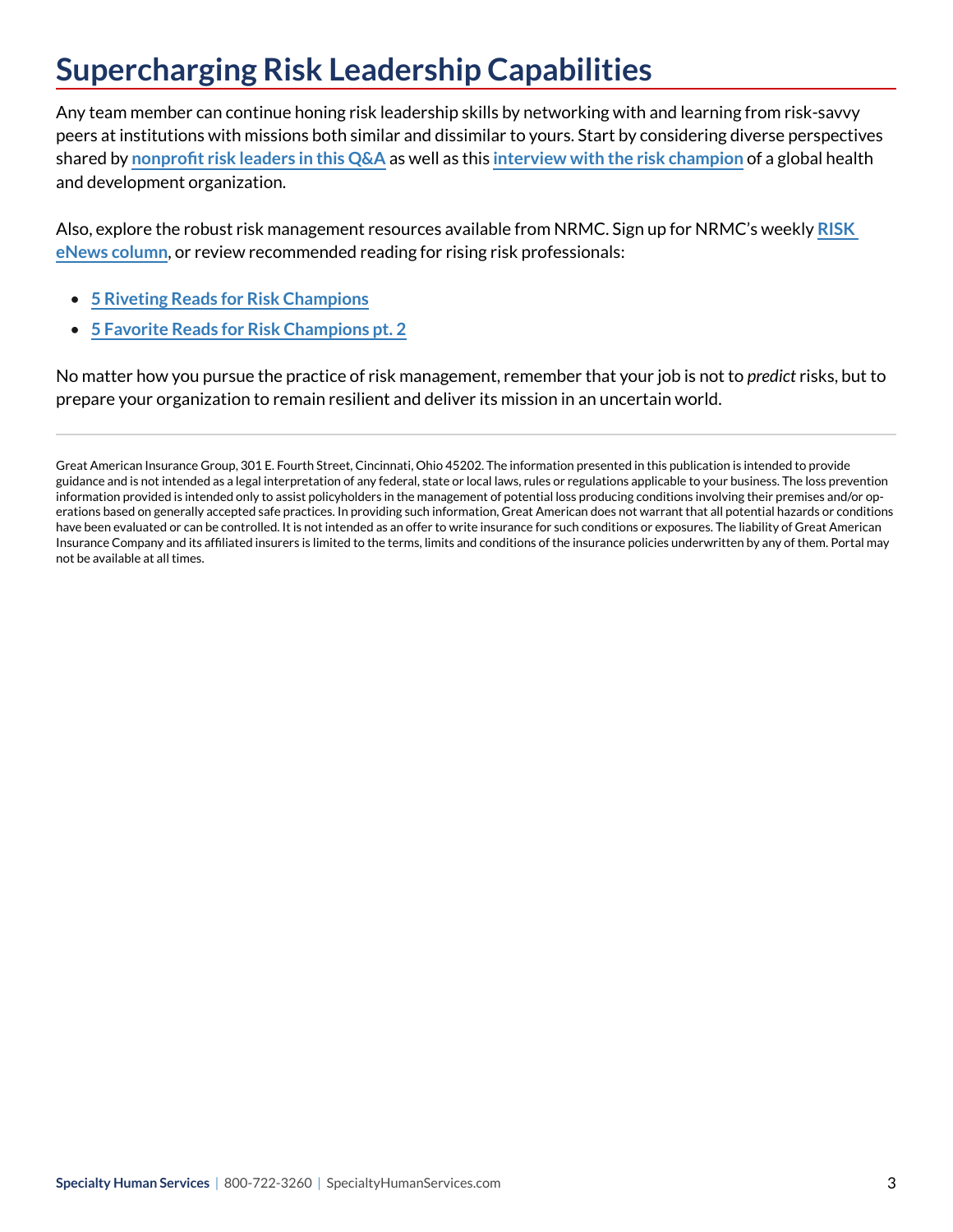# Supercharging Risk Leadership Capabilities

Any team member can continue honing risk leadership skills by networking with and learning from risk-savvy peers at institutions with missions both similar and dissimilar to yours. Start by considering diverse perspectives shared by **nonprofit risk leaders in this Q&A** as well as this **interview with the risk champion** of a global health and development organization.

Also, explore the robust risk management resources available from NRMC. Sign up for NRMC's weekly **RISK eNews column**, or review recommended reading for rising risk professionals:

- **5 Riveting Reads for Risk Champions**
- **5 Favorite Reads for Risk Champions pt. 2**

No matter how you pursue the practice of risk management, remember that your job is not to *predict* risks, but to prepare your organization to remain resilient and deliver its mission in an uncertain world.

---

Great American Insurance Group, 301 E. Fourth Street, Cincinnati, Ohio 45202. The information presented in this publication is intended to provide guidance and is not intended as a legal interpretation of any federal, state or local laws, rules or regulations applicable to your business. The loss prevention information provided is intended only to assist policyholders in the management of potential loss producing conditions involving their premises and/or operations based on generally accepted safe practices. In providing such information, Great American does not warrant that all potential hazards or conditions have been evaluated or can be controlled. It is not intended as an offer to write insurance for such conditions or exposures. The liability of Great American Insurance Company and its affiliated insurers is limited to the terms, limits and conditions of the insurance policies underwritten by any of them. Portal may not be available at all times.